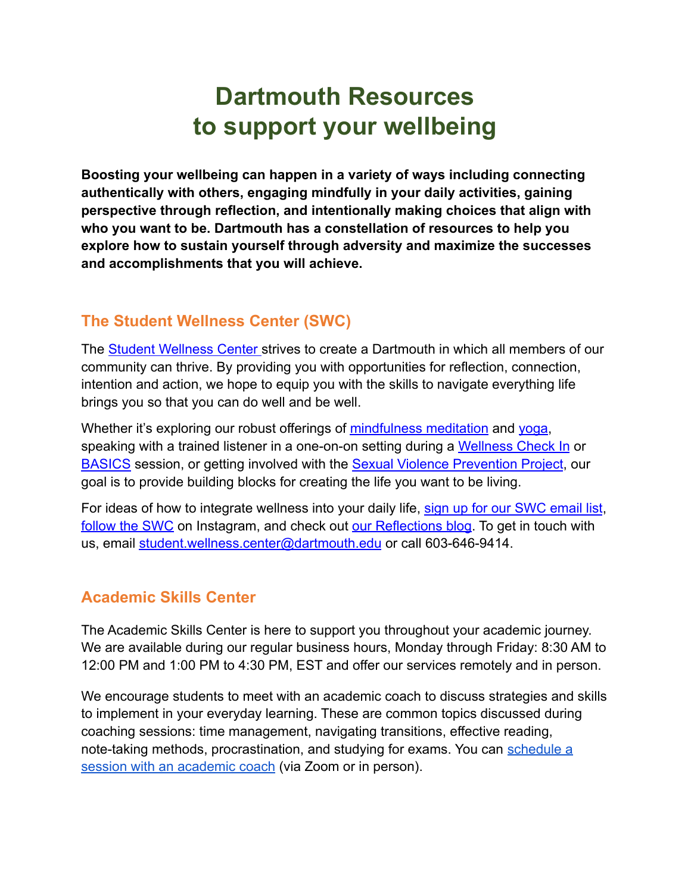# Dartmouth Resources to support your wellbeing

**Boosting your wellbeing can happen in a variety of ways including connecting authentically with others, engaging mindfully in your daily activities, gaining perspective through reflection, and intentionally making choices that align with who you want to be. Dartmouth has a constellation of resources to help you explore how to sustain yourself through adversity and maximize the successes and accomplishments that you will achieve.**

## The Student Wellness Center (SWC)

The Student Wellness Center strives to create a Dartmouth in which all members of our community can thrive. By providing you with opportunities for reflection, connection, intention and action, we hope to equip you with the skills to navigate everything life brings you so that you can do well and be well.

Whether it's exploring our robust offerings of mindfulness meditation and yoga, speaking with a trained listener in a one-on-on setting during a Wellness Check In or BASICS session, or getting involved with the Sexual Violence Prevention Project, our goal is to provide building blocks for creating the life you want to be living.

For ideas of how to integrate wellness into your daily life, sign up for our SWC email list, follow the SWC on Instagram, and check out our Reflections blog. To get in touch with us, email student.wellness.center@dartmouth.edu or call 603-646-9414.

## Academic Skills Center

The Academic Skills Center is here to support you throughout your academic journey. We are available during our regular business hours, Monday through Friday: 8:30 AM to 12:00 PM and 1:00 PM to 4:30 PM, EST and offer our services remotely and in person.

We encourage students to meet with an academic coach to discuss strategies and skills to implement in your everyday learning. These are common topics discussed during coaching sessions: time management, navigating transitions, effective reading, note-taking methods, procrastination, and studying for exams. You can schedule a session with an academic coach (via Zoom or in person).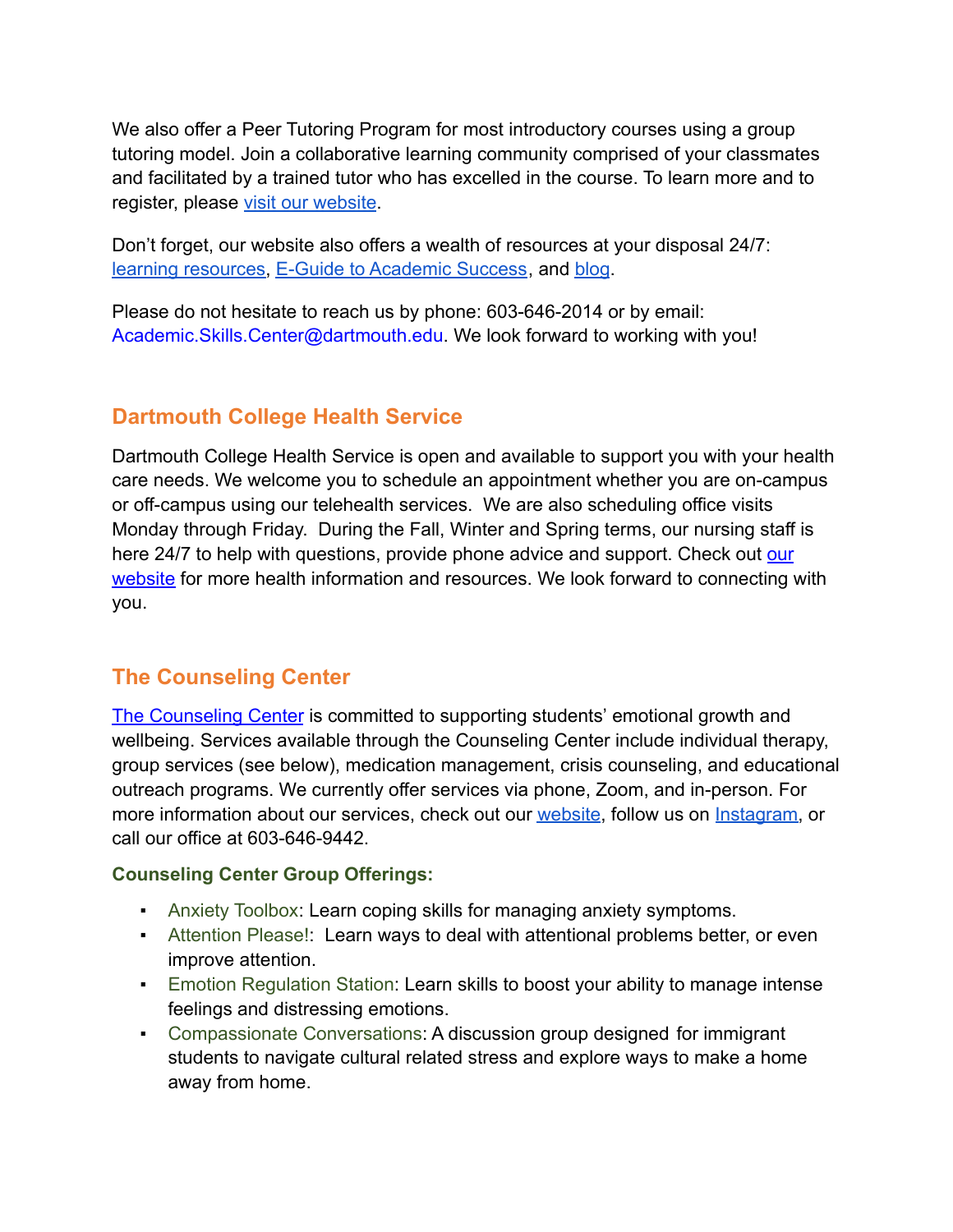We also offer a Peer Tutoring Program for most introductory courses using a group tutoring model. Join a collaborative learning community comprised of your classmates and facilitated by a trained tutor who has excelled in the course. To learn more and to register, please visit our website.

Don't forget, our website also offers a wealth of resources at your disposal 24/7: learning resources, E-Guide to Academic Success, and blog.

Please do not hesitate to reach us by phone: 603-646-2014 or by email: Academic.Skills.Center@dartmouth.edu. We look forward to working with you!

## Dartmouth College Health Service

Dartmouth College Health Service is open and available to support you with your health care needs. We welcome you to schedule an appointment whether you are on-campus or off-campus using our telehealth services. We are also scheduling office visits Monday through Friday. During the Fall, Winter and Spring terms, our nursing staff is here 24/7 to help with questions, provide phone advice and support. Check out our website for more health information and resources. We look forward to connecting with you.

## The Counseling Center

The Counseling Center is committed to supporting students' emotional growth and wellbeing. Services available through the Counseling Center include individual therapy, group services (see below), medication management, crisis counseling, and educational outreach programs. We currently offer services via phone, Zoom, and in-person. For more information about our services, check out our website, follow us on Instagram, or call our office at 603-646-9442.

### Counseling Center Group Offerings:

- Anxiety Toolbox: Learn coping skills for managing anxiety symptoms.
- Attention Please!: Learn ways to deal with attentional problems better, or even improve attention.
- Emotion Regulation Station: Learn skills to boost your ability to manage intense feelings and distressing emotions.
- Compassionate Conversations: A discussion group designed for immigrant students to navigate cultural related stress and explore ways to make a home away from home.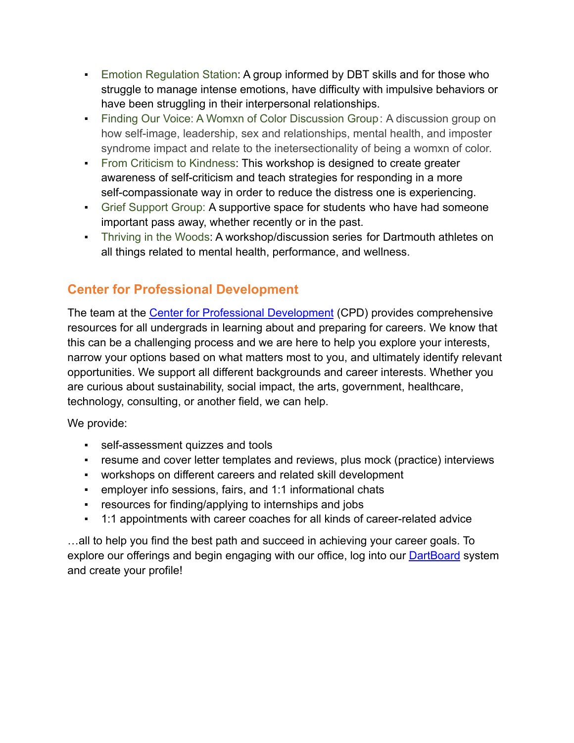- Emotion Regulation Station: A group informed by DBT skills and for those who struggle to manage intense emotions, have difficulty with impulsive behaviors or have been struggling in their interpersonal relationships.
- Finding Our Voice: A Womxn of Color Discussion Group: A discussion group on how self-image, leadership, sex and relationships, mental health, and imposter syndrome impact and relate to the inetersectionality of being a womxn of color.
- From Criticism to Kindness: This workshop is designed to create greater awareness of self-criticism and teach strategies for responding in a more self-compassionate way in order to reduce the distress one is experiencing.
- Grief Support Group: A supportive space for students who have had someone important pass away, whether recently or in the past.
- Thriving in the Woods: A workshop/discussion series for Dartmouth athletes on all things related to mental health, performance, and wellness.

## Center for Professional Development

The team at the Center for Professional Development (CPD) provides comprehensive resources for all undergrads in learning about and preparing for careers. We know that this can be a challenging process and we are here to help you explore your interests, narrow your options based on what matters most to you, and ultimately identify relevant opportunities. We support all different backgrounds and career interests. Whether you are curious about sustainability, social impact, the arts, government, healthcare, technology, consulting, or another field, we can help.

We provide:

- self-assessment quizzes and tools
- resume and cover letter templates and reviews, plus mock (practice) interviews
- workshops on different careers and related skill development
- employer info sessions, fairs, and 1:1 informational chats
- resources for finding/applying to internships and jobs
- 1:1 appointments with career coaches for all kinds of career-related advice

…all to help you find the best path and succeed in achieving your career goals. To explore our offerings and begin engaging with our office, log into our DartBoard system and create your profile!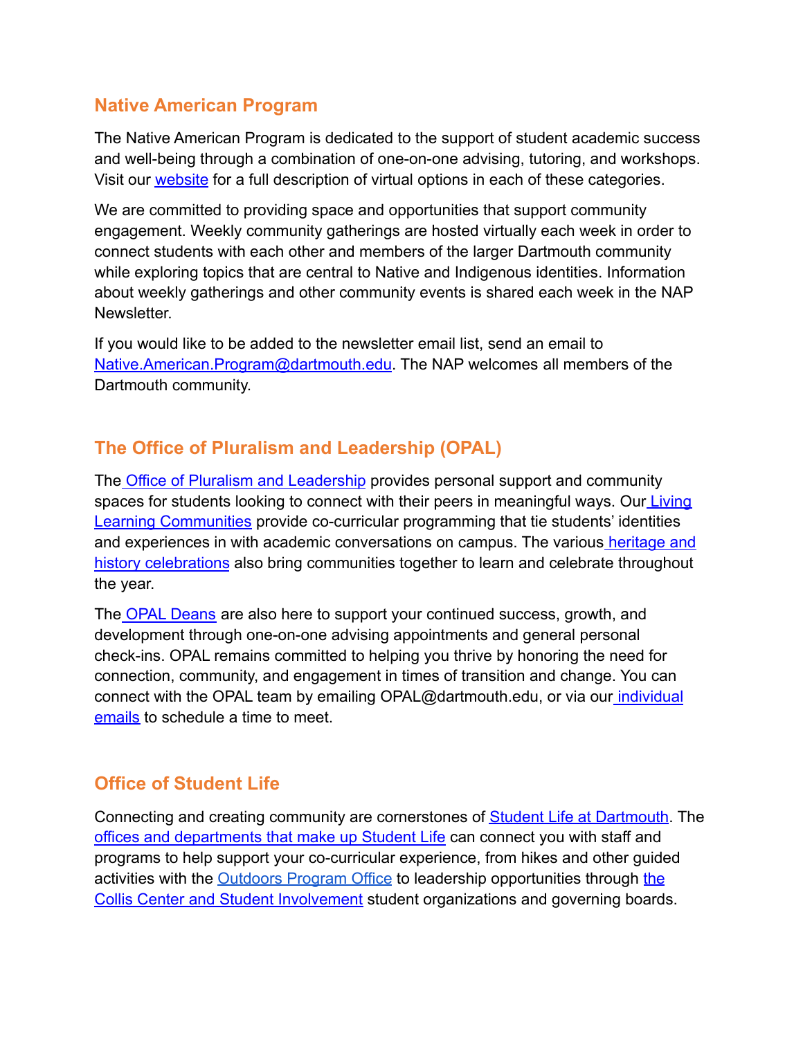## Native American Program

The Native American Program is dedicated to the support of student academic success and well-being through a combination of one-on-one advising, tutoring, and workshops. Visit our website for a full description of virtual options in each of these categories.

We are committed to providing space and opportunities that support community engagement. Weekly community gatherings are hosted virtually each week in order to connect students with each other and members of the larger Dartmouth community while exploring topics that are central to Native and Indigenous identities. Information about weekly gatherings and other community events is shared each week in the NAP Newsletter.

If you would like to be added to the newsletter email list, send an email to Native.American.Program@dartmouth.edu. The NAP welcomes all members of the Dartmouth community.

## The Office of Pluralism and Leadership (OPAL)

The Office of Pluralism and Leadership provides personal support and community spaces for students looking to connect with their peers in meaningful ways. Our Living Learning Communities provide co-curricular programming that tie students' identities and experiences in with academic conversations on campus. The various heritage and history celebrations also bring communities together to learn and celebrate throughout the year.

The OPAL Deans are also here to support your continued success, growth, and development through one-on-one advising appointments and general personal check-ins. OPAL remains committed to helping you thrive by honoring the need for connection, community, and engagement in times of transition and change. You can connect with the OPAL team by emailing OPAL@dartmouth.edu, or via our individual emails to schedule a time to meet.

## Office of Student Life

Connecting and creating community are cornerstones of Student Life at Dartmouth. The offices and departments that make up Student Life can connect you with staff and programs to help support your co-curricular experience, from hikes and other guided activities with the Outdoors Program Office to leadership opportunities through the Collis Center and Student Involvement student organizations and governing boards.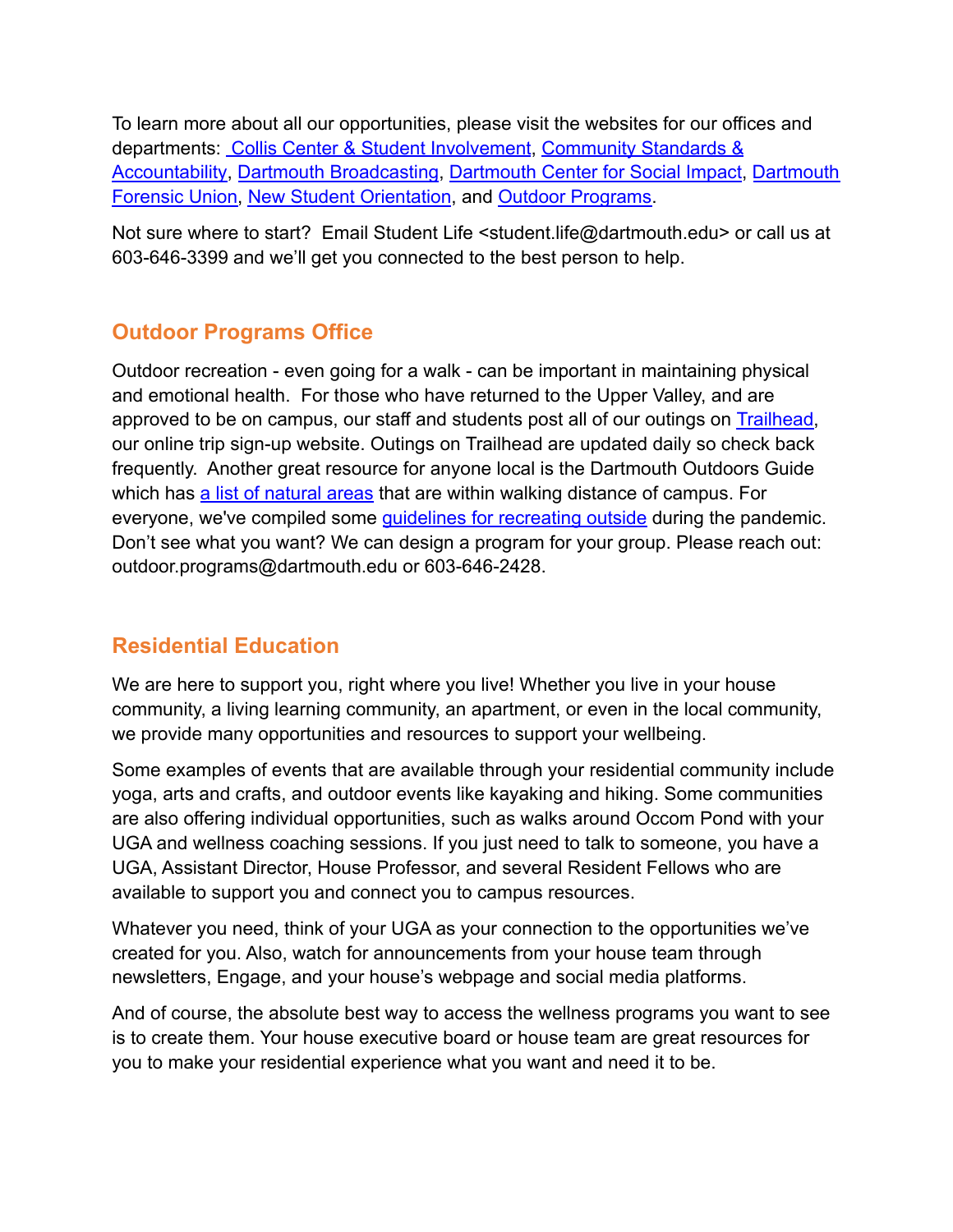To learn more about all our opportunities, please visit the websites for our offices and departments: Collis Center & Student Involvement, Community Standards & Accountability, Dartmouth Broadcasting, Dartmouth Center for Social Impact, Dartmouth Forensic Union, New Student Orientation, and Outdoor Programs.

Not sure where to start? Email Student Life <student.life@dartmouth.edu> or call us at 603-646-3399 and we'll get you connected to the best person to help.

## Outdoor Programs Office

Outdoor recreation - even going for a walk - can be important in maintaining physical and emotional health. For those who have returned to the Upper Valley, and are approved to be on campus, our staff and students post all of our outings on Trailhead, our online trip sign-up website. Outings on Trailhead are updated daily so check back frequently. Another great resource for anyone local is the Dartmouth Outdoors Guide which has a list of natural areas that are within walking distance of campus. For everyone, we've compiled some guidelines for recreating outside during the pandemic. Don't see what you want? We can design a program for your group. Please reach out: outdoor.programs@dartmouth.edu or 603-646-2428.

## Residential Education

We are here to support you, right where you live! Whether you live in your house community, a living learning community, an apartment, or even in the local community, we provide many opportunities and resources to support your wellbeing.

Some examples of events that are available through your residential community include yoga, arts and crafts, and outdoor events like kayaking and hiking. Some communities are also offering individual opportunities, such as walks around Occom Pond with your UGA and wellness coaching sessions. If you just need to talk to someone, you have a UGA, Assistant Director, House Professor, and several Resident Fellows who are available to support you and connect you to campus resources.

Whatever you need, think of your UGA as your connection to the opportunities we've created for you. Also, watch for announcements from your house team through newsletters, Engage, and your house's webpage and social media platforms.

And of course, the absolute best way to access the wellness programs you want to see is to create them. Your house executive board or house team are great resources for you to make your residential experience what you want and need it to be.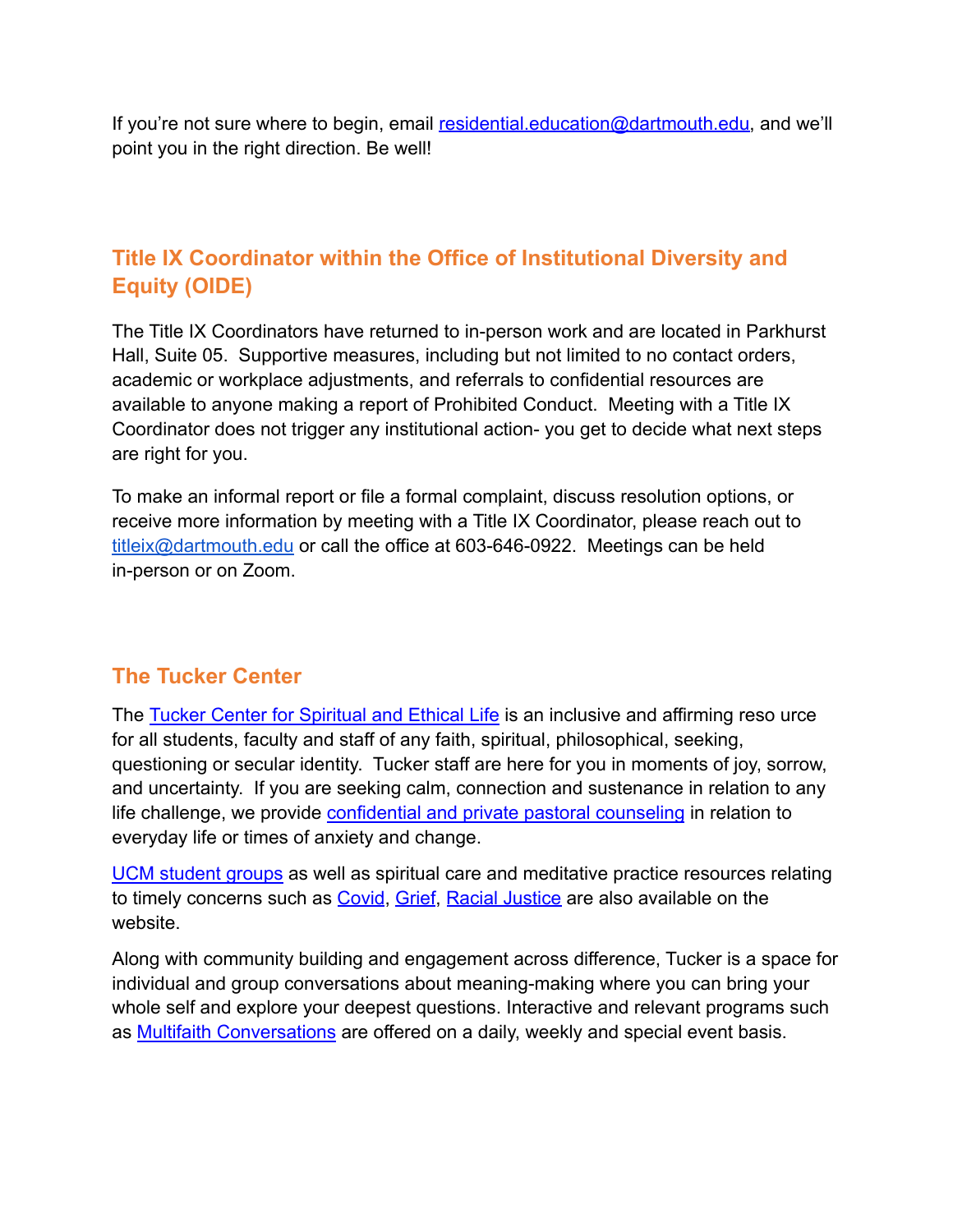If you're not sure where to begin, email residential.education@dartmouth.edu, and we'll point you in the right direction. Be well!

## Title IX Coordinator within the Office of Institutional Diversity and Equity (OIDE)

The Title IX Coordinators have returned to in-person work and are located in Parkhurst Hall, Suite 05. Supportive measures, including but not limited to no contact orders, academic or workplace adjustments, and referrals to confidential resources are available to anyone making a report of Prohibited Conduct. Meeting with a Title IX Coordinator does not trigger any institutional action- you get to decide what next steps are right for you.

To make an informal report or file a formal complaint, discuss resolution options, or receive more information by meeting with a Title IX Coordinator, please reach out to titleix@dartmouth.edu or call the office at 603-646-0922. Meetings can be held in-person or on Zoom.

## The Tucker Center

The Tucker Center for Spiritual and Ethical Life is an inclusive and affirming reso urce for all students, faculty and staff of any faith, spiritual, philosophical, seeking, questioning or secular identity. Tucker staff are here for you in moments of joy, sorrow, and uncertainty. If you are seeking calm, connection and sustenance in relation to any life challenge, we provide confidential and private pastoral counseling in relation to everyday life or times of anxiety and change.

UCM student groups as well as spiritual care and meditative practice resources relating to timely concerns such as Covid, Grief, Racial Justice are also available on the website.

Along with community building and engagement across difference, Tucker is a space for individual and group conversations about meaning-making where you can bring your whole self and explore your deepest questions. Interactive and relevant programs such as Multifaith Conversations are offered on a daily, weekly and special event basis.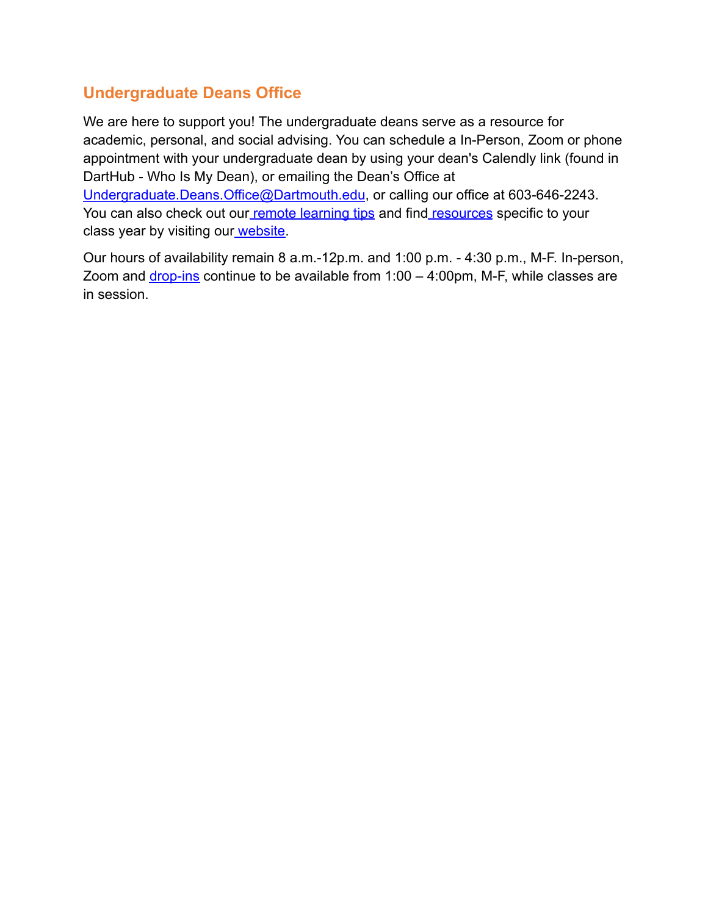## Undergraduate Deans Office

We are here to support you! The undergraduate deans serve as a resource for academic, personal, and social advising. You can schedule a In-Person, Zoom or phone appointment with your undergraduate dean by using your dean's Calendly link (found in DartHub - Who Is My Dean), or emailing the Dean's Office at Undergraduate.Deans.Office@Dartmouth.edu, or calling our office at 603-646-2243. You can also check out our remote learning tips and find resources specific to your class year by visiting our website.

Our hours of availability remain 8 a.m.-12p.m. and 1:00 p.m. - 4:30 p.m., M-F. In-person, Zoom and drop-ins continue to be available from 1:00 – 4:00pm, M-F, while classes are in session.